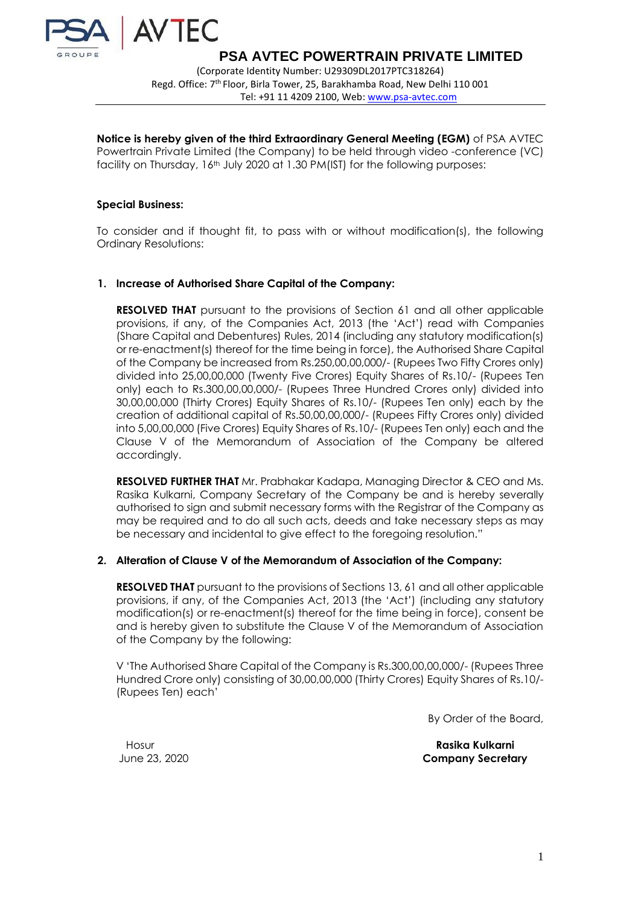# PSA AVTEC POWERTRAIN PRIVATE LIMITED

(Corporate Identity Number: U29309DL2017PTC318264)
Regd. Office: 7th Floor, Birla Tower, 25, Barakhamba Road, New Delhi 110 001
Tel: +91 11 4209 2100, Web: www.psa-avtec.com

**Notice is hereby given of the third Extraordinary General Meeting (EGM)** of PSA AVTEC Powertrain Private Limited (the Company) to be held through video -conference (VC) facility on Thursday, 16th July 2020 at 1.30 PM(IST) for the following purposes:

**Special Business:**

To consider and if thought fit, to pass with or without modification(s), the following Ordinary Resolutions:

1. **Increase of Authorised Share Capital of the Company:**

   **RESOLVED THAT** pursuant to the provisions of Section 61 and all other applicable provisions, if any, of the Companies Act, 2013 (the 'Act') read with Companies (Share Capital and Debentures) Rules, 2014 (including any statutory modification(s) or re-enactment(s) thereof for the time being in force), the Authorised Share Capital of the Company be increased from Rs.250,00,00,000/- (Rupees Two Fifty Crores only) divided into 25,00,00,000 (Twenty Five Crores) Equity Shares of Rs.10/- (Rupees Ten only) each to Rs.300,00,00,000/- (Rupees Three Hundred Crores only) divided into 30,00,00,000 (Thirty Crores) Equity Shares of Rs.10/- (Rupees Ten only) each by the creation of additional capital of Rs.50,00,00,000/- (Rupees Fifty Crores only) divided into 5,00,00,000 (Five Crores) Equity Shares of Rs.10/- (Rupees Ten only) each and the Clause V of the Memorandum of Association of the Company be altered accordingly.

   **RESOLVED FURTHER THAT** Mr. Prabhakar Kadapa, Managing Director & CEO and Ms. Rasika Kulkarni, Company Secretary of the Company be and is hereby severally authorised to sign and submit necessary forms with the Registrar of the Company as may be required and to do all such acts, deeds and take necessary steps as may be necessary and incidental to give effect to the foregoing resolution."

2. **Alteration of Clause V of the Memorandum of Association of the Company:**

   **RESOLVED THAT** pursuant to the provisions of Sections 13, 61 and all other applicable provisions, if any, of the Companies Act, 2013 (the 'Act') (including any statutory modification(s) or re-enactment(s) thereof for the time being in force), consent be and is hereby given to substitute the Clause V of the Memorandum of Association of the Company by the following:

   V 'The Authorised Share Capital of the Company is Rs.300,00,00,000/- (Rupees Three Hundred Crore only) consisting of 30,00,00,000 (Thirty Crores) Equity Shares of Rs.10/- (Rupees Ten) each'

By Order of the Board,

Hosur
June 23, 2020

**Rasika Kulkarni**
**Company Secretary**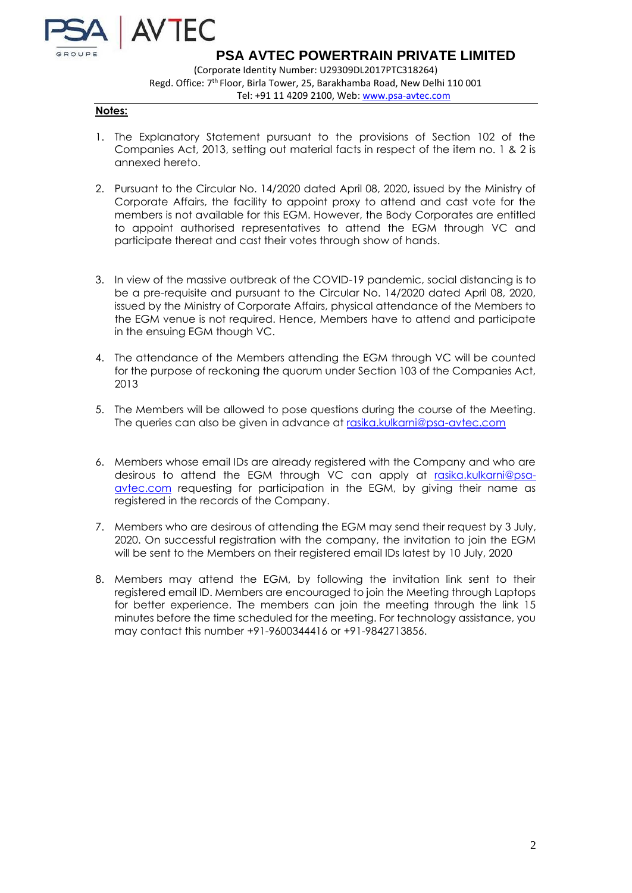# PSA AVTEC POWERTRAIN PRIVATE LIMITED

(Corporate Identity Number: U29309DL2017PTC318264)
Regd. Office: 7th Floor, Birla Tower, 25, Barakhamba Road, New Delhi 110 001
Tel: +91 11 4209 2100, Web: www.psa-avtec.com

**Notes:**

1. The Explanatory Statement pursuant to the provisions of Section 102 of the Companies Act, 2013, setting out material facts in respect of the item no. 1 & 2 is annexed hereto.

2. Pursuant to the Circular No. 14/2020 dated April 08, 2020, issued by the Ministry of Corporate Affairs, the facility to appoint proxy to attend and cast vote for the members is not available for this EGM. However, the Body Corporates are entitled to appoint authorised representatives to attend the EGM through VC and participate thereat and cast their votes through show of hands.

3. In view of the massive outbreak of the COVID-19 pandemic, social distancing is to be a pre-requisite and pursuant to the Circular No. 14/2020 dated April 08, 2020, issued by the Ministry of Corporate Affairs, physical attendance of the Members to the EGM venue is not required. Hence, Members have to attend and participate in the ensuing EGM though VC.

4. The attendance of the Members attending the EGM through VC will be counted for the purpose of reckoning the quorum under Section 103 of the Companies Act, 2013

5. The Members will be allowed to pose questions during the course of the Meeting. The queries can also be given in advance at rasika.kulkarni@psa-avtec.com

6. Members whose email IDs are already registered with the Company and who are desirous to attend the EGM through VC can apply at rasika.kulkarni@psa-avtec.com requesting for participation in the EGM, by giving their name as registered in the records of the Company.

7. Members who are desirous of attending the EGM may send their request by 3 July, 2020. On successful registration with the company, the invitation to join the EGM will be sent to the Members on their registered email IDs latest by 10 July, 2020

8. Members may attend the EGM, by following the invitation link sent to their registered email ID. Members are encouraged to join the Meeting through Laptops for better experience. The members can join the meeting through the link 15 minutes before the time scheduled for the meeting. For technology assistance, you may contact this number +91-9600344416 or +91-9842713856.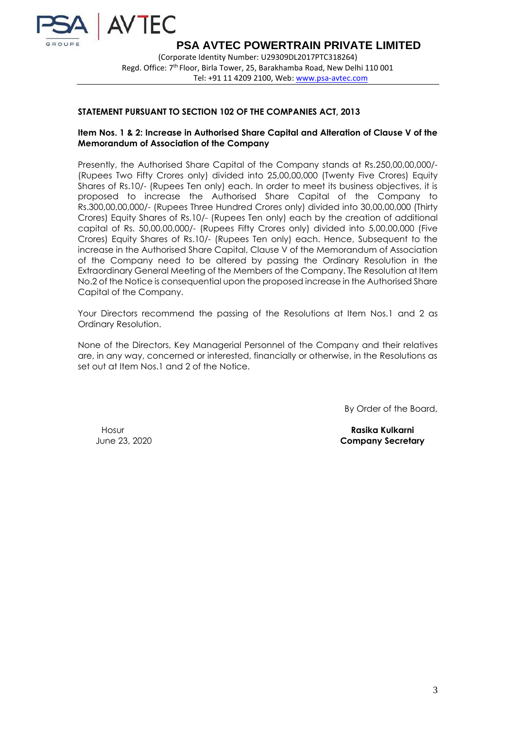**PSA AVTEC POWERTRAIN PRIVATE LIMITED**

(Corporate Identity Number: U29309DL2017PTC318264)
Regd. Office: 7th Floor, Birla Tower, 25, Barakhamba Road, New Delhi 110 001
Tel: +91 11 4209 2100, Web: www.psa-avtec.com

**STATEMENT PURSUANT TO SECTION 102 OF THE COMPANIES ACT, 2013**

**Item Nos. 1 & 2: Increase in Authorised Share Capital and Alteration of Clause V of the Memorandum of Association of the Company**

Presently, the Authorised Share Capital of the Company stands at Rs.250,00,00,000/- (Rupees Two Fifty Crores only) divided into 25,00,00,000 (Twenty Five Crores) Equity Shares of Rs.10/- (Rupees Ten only) each. In order to meet its business objectives, it is proposed to increase the Authorised Share Capital of the Company to Rs.300,00,00,000/- (Rupees Three Hundred Crores only) divided into 30,00,00,000 (Thirty Crores) Equity Shares of Rs.10/- (Rupees Ten only) each by the creation of additional capital of Rs. 50,00,00,000/- (Rupees Fifty Crores only) divided into 5,00,00,000 (Five Crores) Equity Shares of Rs.10/- (Rupees Ten only) each. Hence, Subsequent to the increase in the Authorised Share Capital, Clause V of the Memorandum of Association of the Company need to be altered by passing the Ordinary Resolution in the Extraordinary General Meeting of the Members of the Company. The Resolution at Item No.2 of the Notice is consequential upon the proposed increase in the Authorised Share Capital of the Company.

Your Directors recommend the passing of the Resolutions at Item Nos.1 and 2 as Ordinary Resolution.

None of the Directors, Key Managerial Personnel of the Company and their relatives are, in any way, concerned or interested, financially or otherwise, in the Resolutions as set out at Item Nos.1 and 2 of the Notice.

By Order of the Board,

Hosur
June 23, 2020

**Rasika Kulkarni**
**Company Secretary**